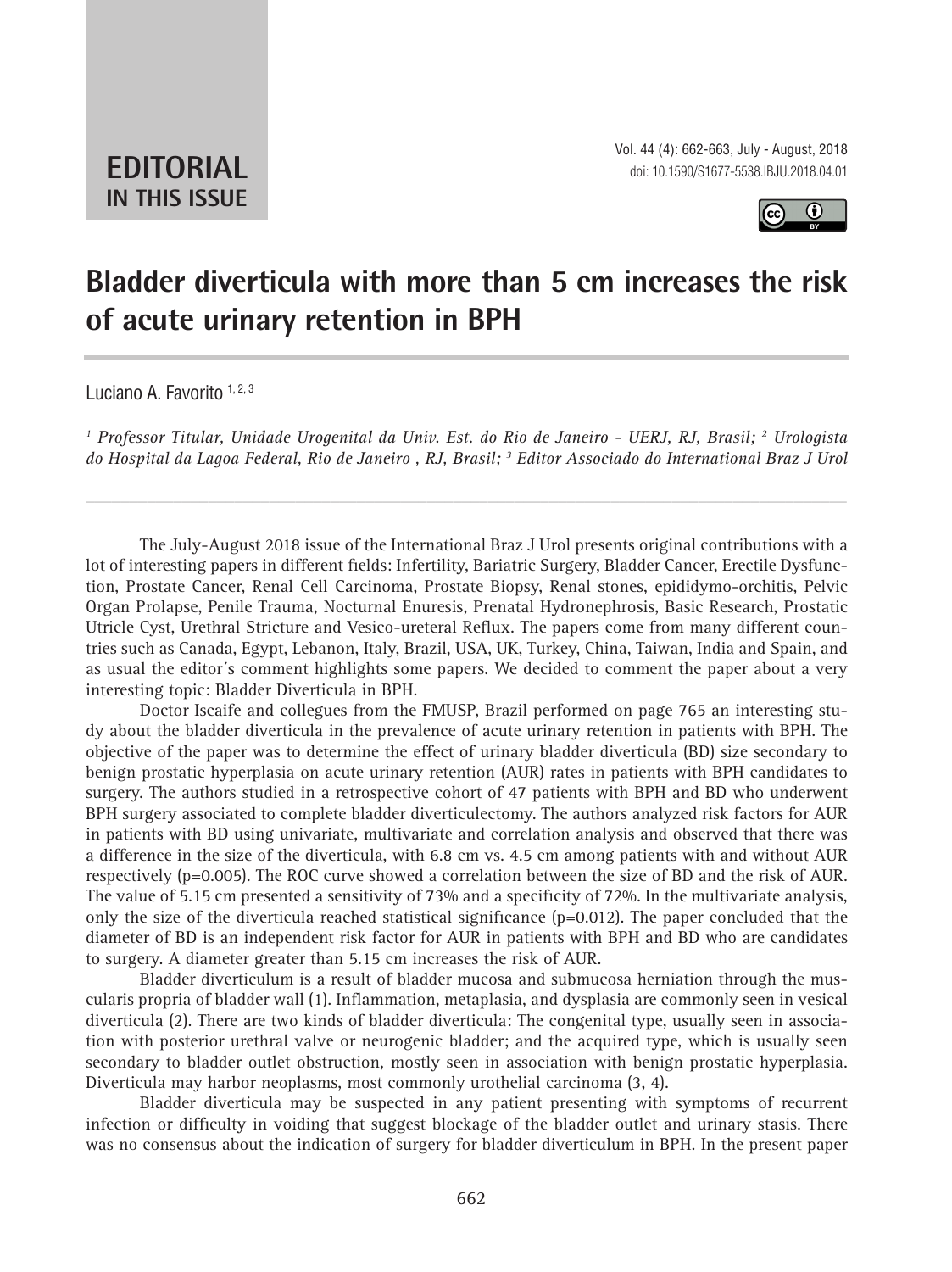**EDITORIAL**
**IN THIS ISSUE**

doi: 10.1590/S1677-5538.IBJU.2018.04.01

# Bladder diverticula with more than 5 cm increases the risk of acute urinary retention in BPH

Luciano A. Favorito [1, 2, 3]

*[1] Professor Titular, Unidade Urogenital da Univ. Est. do Rio de Janeiro - UERJ, RJ, Brasil; [2] Urologista do Hospital da Lagoa Federal, Rio de Janeiro , RJ, Brasil; [3] Editor Associado do International Braz J Urol*

The July-August 2018 issue of the International Braz J Urol presents original contributions with a lot of interesting papers in different fields: Infertility, Bariatric Surgery, Bladder Cancer, Erectile Dysfunction, Prostate Cancer, Renal Cell Carcinoma, Prostate Biopsy, Renal stones, epididymo-orchitis, Pelvic Organ Prolapse, Penile Trauma, Nocturnal Enuresis, Prenatal Hydronephrosis, Basic Research, Prostatic Utricle Cyst, Urethral Stricture and Vesico-ureteral Reflux. The papers come from many different countries such as Canada, Egypt, Lebanon, Italy, Brazil, USA, UK, Turkey, China, Taiwan, India and Spain, and as usual the editor´s comment highlights some papers. We decided to comment the paper about a very interesting topic: Bladder Diverticula in BPH.

Doctor Iscaife and collegues from the FMUSP, Brazil performed on page 765 an interesting study about the bladder diverticula in the prevalence of acute urinary retention in patients with BPH. The objective of the paper was to determine the effect of urinary bladder diverticula (BD) size secondary to benign prostatic hyperplasia on acute urinary retention (AUR) rates in patients with BPH candidates to surgery. The authors studied in a retrospective cohort of 47 patients with BPH and BD who underwent BPH surgery associated to complete bladder diverticulectomy. The authors analyzed risk factors for AUR in patients with BD using univariate, multivariate and correlation analysis and observed that there was a difference in the size of the diverticula, with 6.8 cm vs. 4.5 cm among patients with and without AUR respectively ($p=0.005$). The ROC curve showed a correlation between the size of BD and the risk of AUR. The value of 5.15 cm presented a sensitivity of 73% and a specificity of 72%. In the multivariate analysis, only the size of the diverticula reached statistical significance ($p=0.012$). The paper concluded that the diameter of BD is an independent risk factor for AUR in patients with BPH and BD who are candidates to surgery. A diameter greater than 5.15 cm increases the risk of AUR.

Bladder diverticulum is a result of bladder mucosa and submucosa herniation through the muscularis propria of bladder wall (1). Inflammation, metaplasia, and dysplasia are commonly seen in vesical diverticula (2). There are two kinds of bladder diverticula: The congenital type, usually seen in association with posterior urethral valve or neurogenic bladder; and the acquired type, which is usually seen secondary to bladder outlet obstruction, mostly seen in association with benign prostatic hyperplasia. Diverticula may harbor neoplasms, most commonly urothelial carcinoma (3, 4).

Bladder diverticula may be suspected in any patient presenting with symptoms of recurrent infection or difficulty in voiding that suggest blockage of the bladder outlet and urinary stasis. There was no consensus about the indication of surgery for bladder diverticulum in BPH. In the present paper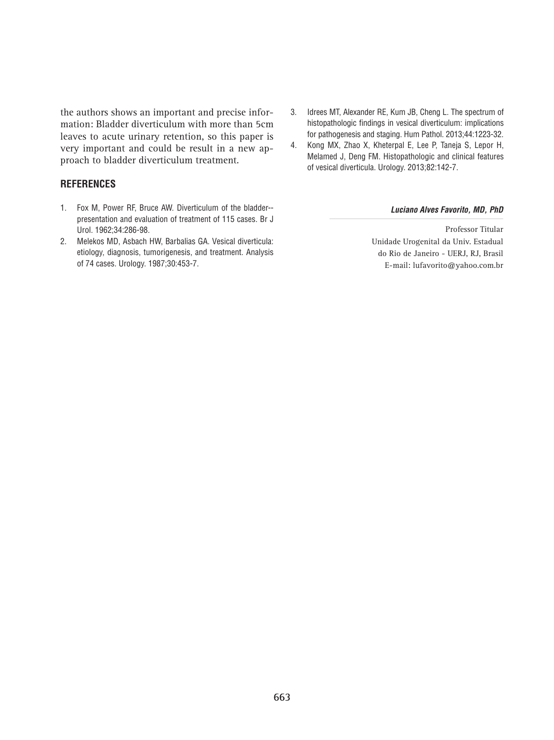the authors shows an important and precise information: Bladder diverticulum with more than 5cm leaves to acute urinary retention, so this paper is very important and could be result in a new approach to bladder diverticulum treatment.

## REFERENCES

1. Fox M, Power RF, Bruce AW. Diverticulum of the bladder--presentation and evaluation of treatment of 115 cases. Br J Urol. 1962;34:286-98.
2. Melekos MD, Asbach HW, Barbalias GA. Vesical diverticula: etiology, diagnosis, tumorigenesis, and treatment. Analysis of 74 cases. Urology. 1987;30:453-7.
3. Idrees MT, Alexander RE, Kum JB, Cheng L. The spectrum of histopathologic findings in vesical diverticulum: implications for pathogenesis and staging. Hum Pathol. 2013;44:1223-32.
4. Kong MX, Zhao X, Kheterpal E, Lee P, Taneja S, Lepor H, Melamed J, Deng FM. Histopathologic and clinical features of vesical diverticula. Urology. 2013;82:142-7.

***Luciano Alves Favorito, MD, PhD***

Professor Titular
Unidade Urogenital da Univ. Estadual
do Rio de Janeiro - UERJ, RJ, Brasil
E-mail: lufavorito@yahoo.com.br